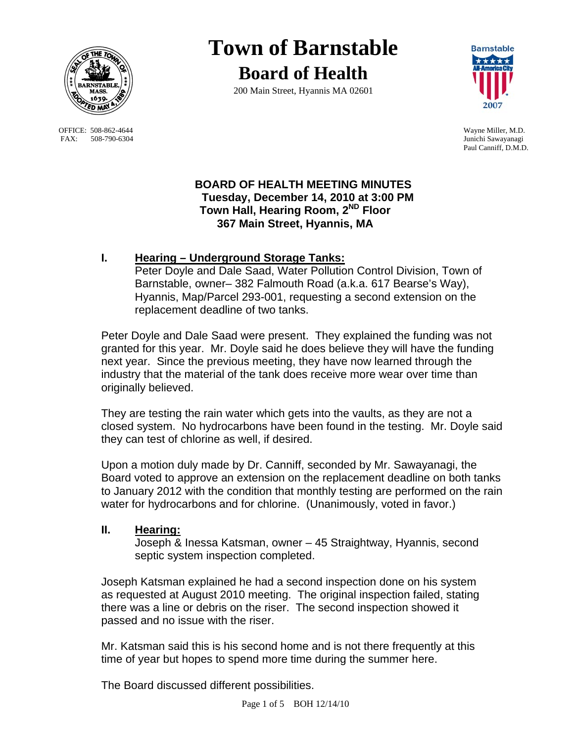# Town of Barnstable

## Board of Health

200 Main Street, Hyannis MA 02601

OFFICE: 508-862-4644
FAX: 508-790-6304

Wayne Miller, M.D.
Junichi Sawayanagi
Paul Canniff, D.M.D.

**BOARD OF HEALTH MEETING MINUTES**
**Tuesday, December 14, 2010 at 3:00 PM**
**Town Hall, Hearing Room, 2ND Floor**
**367 Main Street, Hyannis, MA**

**I. Hearing – Underground Storage Tanks:**

Peter Doyle and Dale Saad, Water Pollution Control Division, Town of Barnstable, owner– 382 Falmouth Road (a.k.a. 617 Bearse's Way), Hyannis, Map/Parcel 293-001, requesting a second extension on the replacement deadline of two tanks.

Peter Doyle and Dale Saad were present. They explained the funding was not granted for this year. Mr. Doyle said he does believe they will have the funding next year. Since the previous meeting, they have now learned through the industry that the material of the tank does receive more wear over time than originally believed.

They are testing the rain water which gets into the vaults, as they are not a closed system. No hydrocarbons have been found in the testing. Mr. Doyle said they can test of chlorine as well, if desired.

Upon a motion duly made by Dr. Canniff, seconded by Mr. Sawayanagi, the Board voted to approve an extension on the replacement deadline on both tanks to January 2012 with the condition that monthly testing are performed on the rain water for hydrocarbons and for chlorine. (Unanimously, voted in favor.)

**II. Hearing:**

Joseph & Inessa Katsman, owner – 45 Straightway, Hyannis, second septic system inspection completed.

Joseph Katsman explained he had a second inspection done on his system as requested at August 2010 meeting. The original inspection failed, stating there was a line or debris on the riser. The second inspection showed it passed and no issue with the riser.

Mr. Katsman said this is his second home and is not there frequently at this time of year but hopes to spend more time during the summer here.

The Board discussed different possibilities.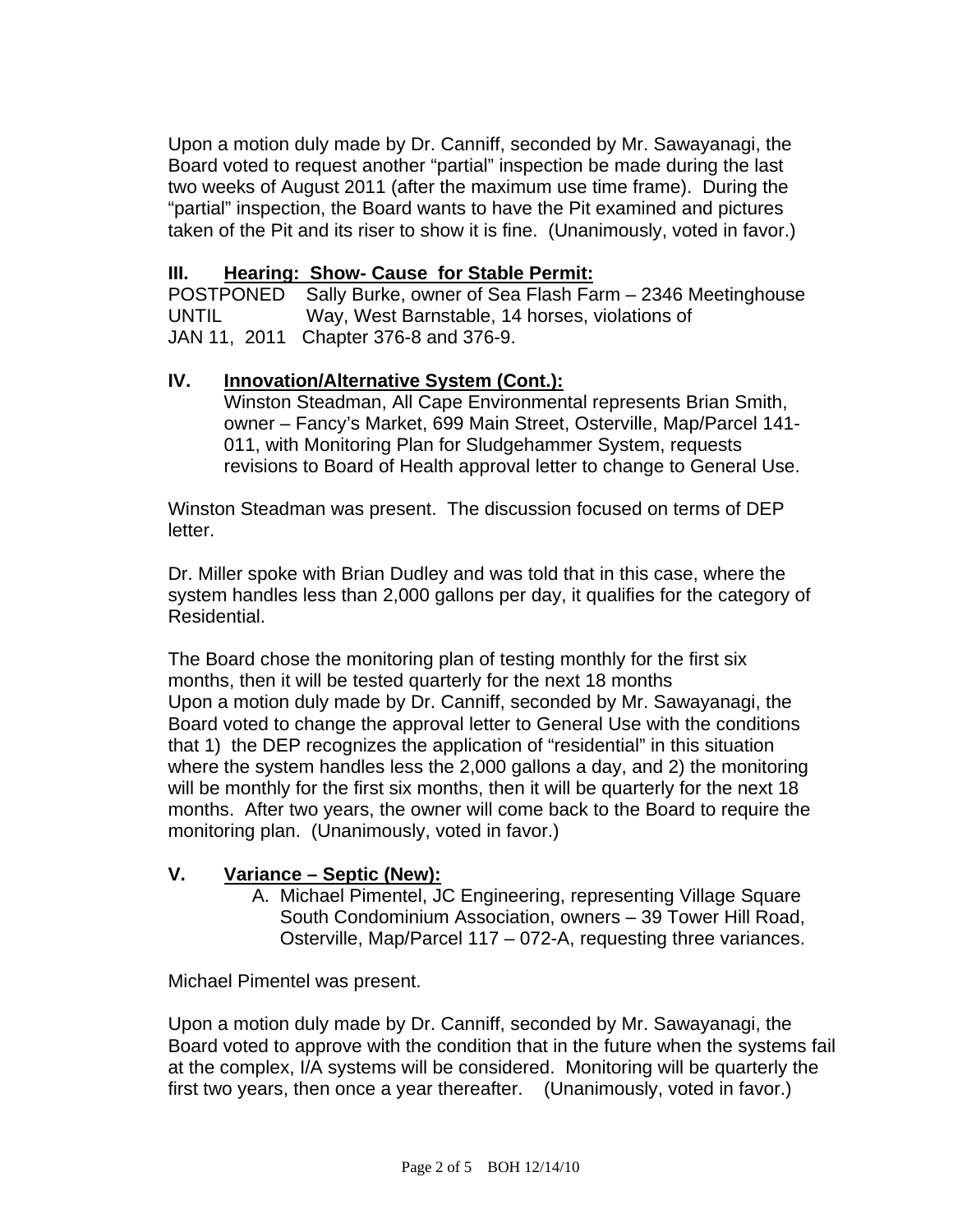Upon a motion duly made by Dr. Canniff, seconded by Mr. Sawayanagi, the Board voted to request another "partial" inspection be made during the last two weeks of August 2011 (after the maximum use time frame). During the "partial" inspection, the Board wants to have the Pit examined and pictures taken of the Pit and its riser to show it is fine. (Unanimously, voted in favor.)

## III. Hearing: Show- Cause for Stable Permit:

POSTPONED UNTIL JAN 11, 2011 Sally Burke, owner of Sea Flash Farm – 2346 Meetinghouse Way, West Barnstable, 14 horses, violations of Chapter 376-8 and 376-9.

## IV. Innovation/Alternative System (Cont.):

Winston Steadman, All Cape Environmental represents Brian Smith, owner – Fancy's Market, 699 Main Street, Osterville, Map/Parcel 141-011, with Monitoring Plan for Sludgehammer System, requests revisions to Board of Health approval letter to change to General Use.

Winston Steadman was present. The discussion focused on terms of DEP letter.

Dr. Miller spoke with Brian Dudley and was told that in this case, where the system handles less than 2,000 gallons per day, it qualifies for the category of Residential.

The Board chose the monitoring plan of testing monthly for the first six months, then it will be tested quarterly for the next 18 months
Upon a motion duly made by Dr. Canniff, seconded by Mr. Sawayanagi, the Board voted to change the approval letter to General Use with the conditions that 1) the DEP recognizes the application of "residential" in this situation where the system handles less the 2,000 gallons a day, and 2) the monitoring will be monthly for the first six months, then it will be quarterly for the next 18 months. After two years, the owner will come back to the Board to require the monitoring plan. (Unanimously, voted in favor.)

## V. Variance – Septic (New):

A. Michael Pimentel, JC Engineering, representing Village Square South Condominium Association, owners – 39 Tower Hill Road, Osterville, Map/Parcel 117 – 072-A, requesting three variances.

Michael Pimentel was present.

Upon a motion duly made by Dr. Canniff, seconded by Mr. Sawayanagi, the Board voted to approve with the condition that in the future when the systems fail at the complex, I/A systems will be considered. Monitoring will be quarterly the first two years, then once a year thereafter. (Unanimously, voted in favor.)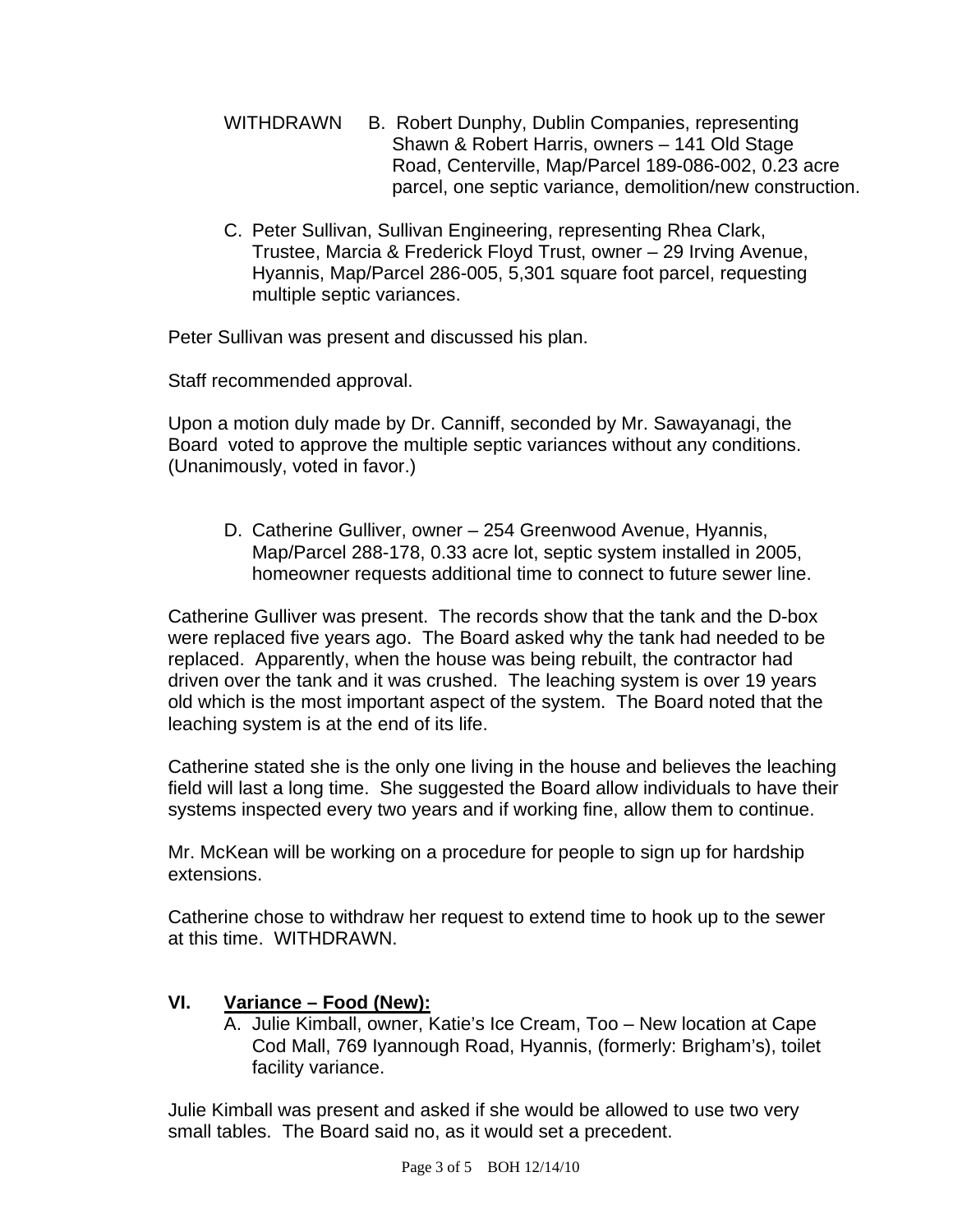WITHDRAWN B. Robert Dunphy, Dublin Companies, representing Shawn & Robert Harris, owners – 141 Old Stage Road, Centerville, Map/Parcel 189-086-002, 0.23 acre parcel, one septic variance, demolition/new construction.

C. Peter Sullivan, Sullivan Engineering, representing Rhea Clark, Trustee, Marcia & Frederick Floyd Trust, owner – 29 Irving Avenue, Hyannis, Map/Parcel 286-005, 5,301 square foot parcel, requesting multiple septic variances.

Peter Sullivan was present and discussed his plan.

Staff recommended approval.

Upon a motion duly made by Dr. Canniff, seconded by Mr. Sawayanagi, the Board voted to approve the multiple septic variances without any conditions. (Unanimously, voted in favor.)

D. Catherine Gulliver, owner – 254 Greenwood Avenue, Hyannis, Map/Parcel 288-178, 0.33 acre lot, septic system installed in 2005, homeowner requests additional time to connect to future sewer line.

Catherine Gulliver was present. The records show that the tank and the D-box were replaced five years ago. The Board asked why the tank had needed to be replaced. Apparently, when the house was being rebuilt, the contractor had driven over the tank and it was crushed. The leaching system is over 19 years old which is the most important aspect of the system. The Board noted that the leaching system is at the end of its life.

Catherine stated she is the only one living in the house and believes the leaching field will last a long time. She suggested the Board allow individuals to have their systems inspected every two years and if working fine, allow them to continue.

Mr. McKean will be working on a procedure for people to sign up for hardship extensions.

Catherine chose to withdraw her request to extend time to hook up to the sewer at this time. WITHDRAWN.

## VI. Variance – Food (New):

A. Julie Kimball, owner, Katie's Ice Cream, Too – New location at Cape Cod Mall, 769 Iyannough Road, Hyannis, (formerly: Brigham's), toilet facility variance.

Julie Kimball was present and asked if she would be allowed to use two very small tables. The Board said no, as it would set a precedent.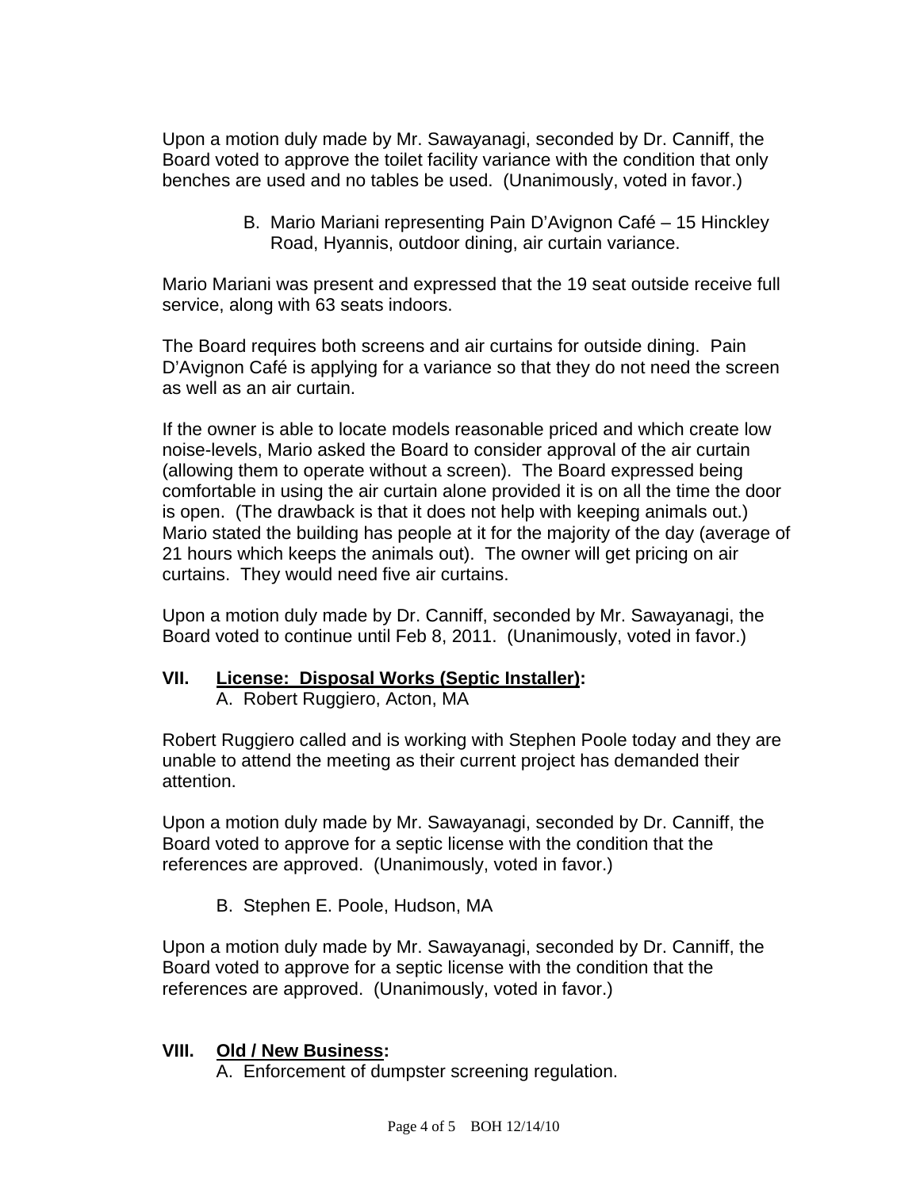Upon a motion duly made by Mr. Sawayanagi, seconded by Dr. Canniff, the Board voted to approve the toilet facility variance with the condition that only benches are used and no tables be used. (Unanimously, voted in favor.)

B. Mario Mariani representing Pain D'Avignon Café – 15 Hinckley Road, Hyannis, outdoor dining, air curtain variance.

Mario Mariani was present and expressed that the 19 seat outside receive full service, along with 63 seats indoors.

The Board requires both screens and air curtains for outside dining. Pain D'Avignon Café is applying for a variance so that they do not need the screen as well as an air curtain.

If the owner is able to locate models reasonable priced and which create low noise-levels, Mario asked the Board to consider approval of the air curtain (allowing them to operate without a screen). The Board expressed being comfortable in using the air curtain alone provided it is on all the time the door is open. (The drawback is that it does not help with keeping animals out.) Mario stated the building has people at it for the majority of the day (average of 21 hours which keeps the animals out). The owner will get pricing on air curtains. They would need five air curtains.

Upon a motion duly made by Dr. Canniff, seconded by Mr. Sawayanagi, the Board voted to continue until Feb 8, 2011. (Unanimously, voted in favor.)

## VII. <u>License: Disposal Works (Septic Installer)</u>:

A. Robert Ruggiero, Acton, MA

Robert Ruggiero called and is working with Stephen Poole today and they are unable to attend the meeting as their current project has demanded their attention.

Upon a motion duly made by Mr. Sawayanagi, seconded by Dr. Canniff, the Board voted to approve for a septic license with the condition that the references are approved. (Unanimously, voted in favor.)

B. Stephen E. Poole, Hudson, MA

Upon a motion duly made by Mr. Sawayanagi, seconded by Dr. Canniff, the Board voted to approve for a septic license with the condition that the references are approved. (Unanimously, voted in favor.)

## VIII. <u>Old / New Business</u>:

A. Enforcement of dumpster screening regulation.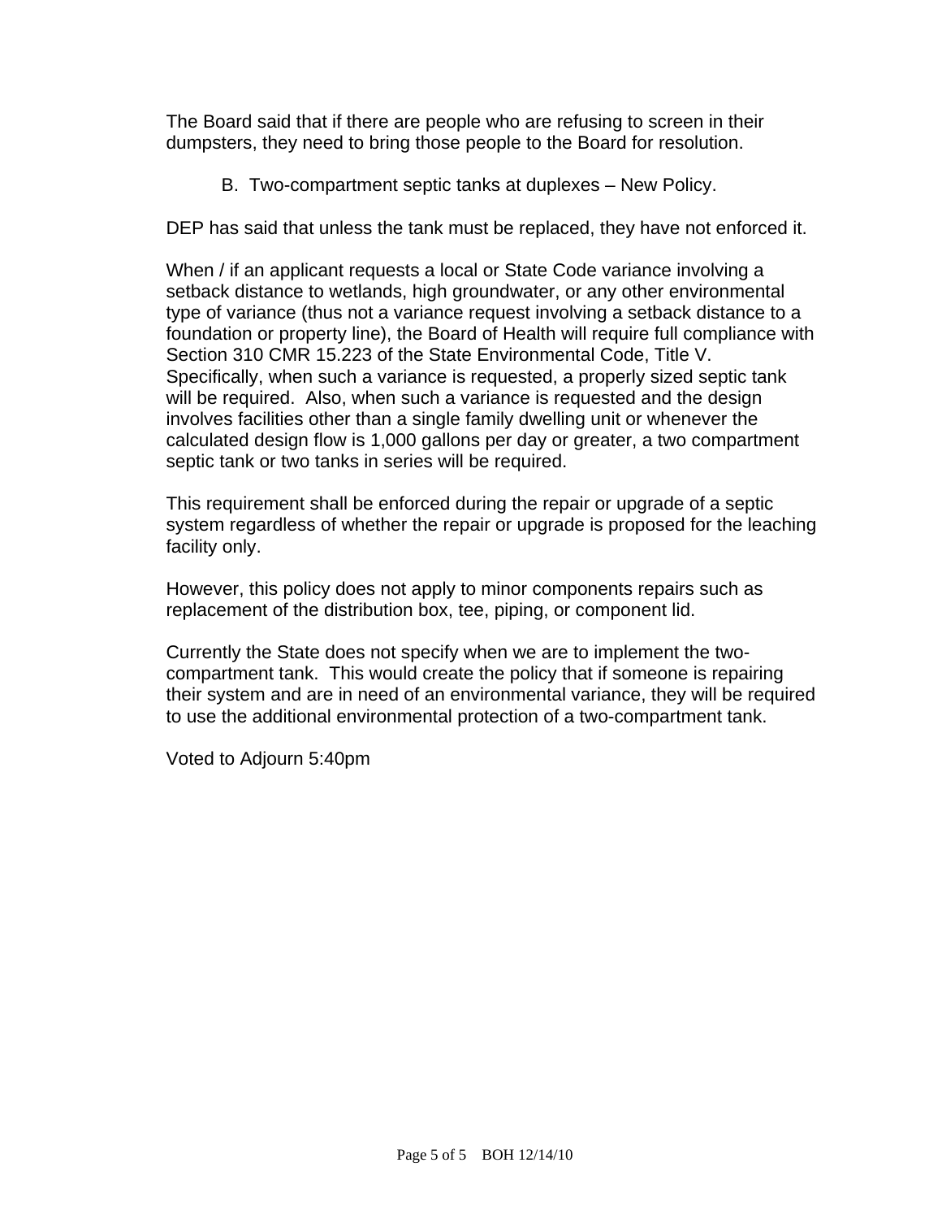The Board said that if there are people who are refusing to screen in their dumpsters, they need to bring those people to the Board for resolution.

B. Two-compartment septic tanks at duplexes – New Policy.

DEP has said that unless the tank must be replaced, they have not enforced it.

When / if an applicant requests a local or State Code variance involving a setback distance to wetlands, high groundwater, or any other environmental type of variance (thus not a variance request involving a setback distance to a foundation or property line), the Board of Health will require full compliance with Section 310 CMR 15.223 of the State Environmental Code, Title V. Specifically, when such a variance is requested, a properly sized septic tank will be required. Also, when such a variance is requested and the design involves facilities other than a single family dwelling unit or whenever the calculated design flow is 1,000 gallons per day or greater, a two compartment septic tank or two tanks in series will be required.

This requirement shall be enforced during the repair or upgrade of a septic system regardless of whether the repair or upgrade is proposed for the leaching facility only.

However, this policy does not apply to minor components repairs such as replacement of the distribution box, tee, piping, or component lid.

Currently the State does not specify when we are to implement the two-compartment tank. This would create the policy that if someone is repairing their system and are in need of an environmental variance, they will be required to use the additional environmental protection of a two-compartment tank.

Voted to Adjourn 5:40pm